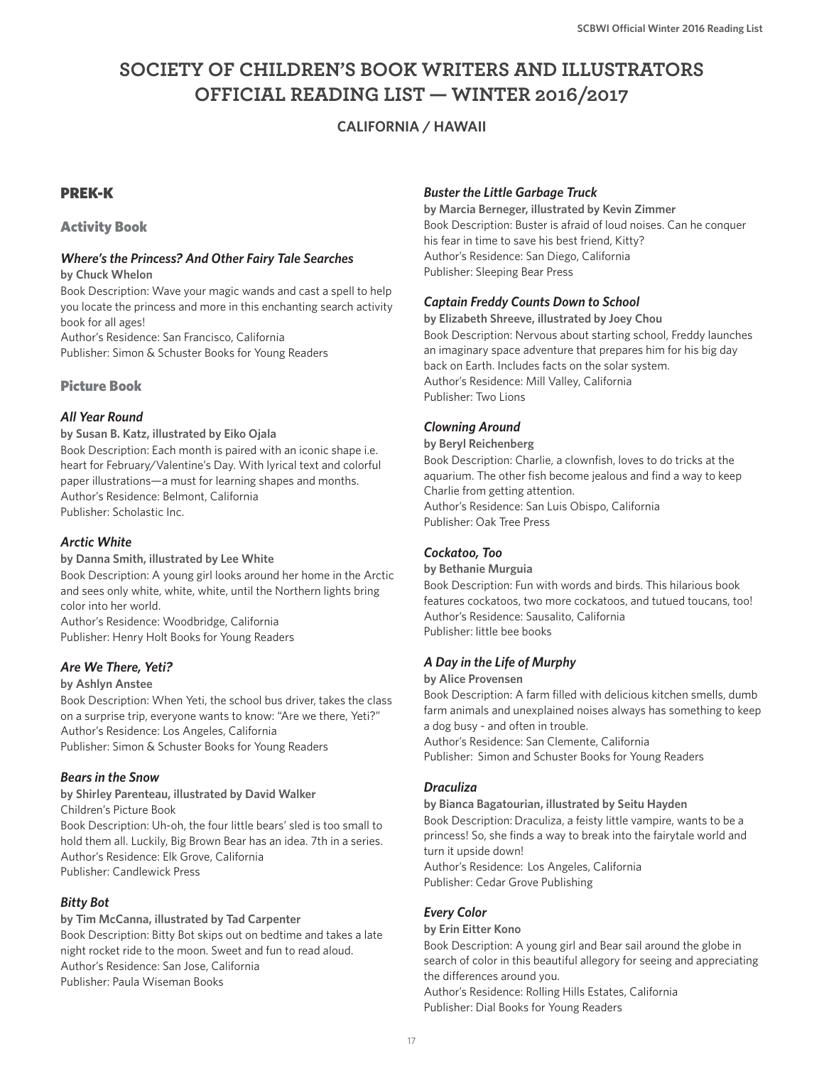# SOCIETY OF CHILDREN'S BOOK WRITERS AND ILLUSTRATORS OFFICIAL READING LIST — WINTER 2016/2017

## CALIFORNIA / HAWAII

## PREK-K

### Activity Book

#### *Where's the Princess? And Other Fairy Tale Searches*

**by Chuck Whelon**

Book Description: Wave your magic wands and cast a spell to help you locate the princess and more in this enchanting search activity book for all ages!
Author's Residence: San Francisco, California
Publisher: Simon & Schuster Books for Young Readers

### Picture Book

#### *All Year Round*

**by Susan B. Katz, illustrated by Eiko Ojala**

Book Description: Each month is paired with an iconic shape i.e. heart for February/Valentine's Day. With lyrical text and colorful paper illustrations—a must for learning shapes and months.
Author's Residence: Belmont, California
Publisher: Scholastic Inc.

#### *Arctic White*

**by Danna Smith, illustrated by Lee White**

Book Description: A young girl looks around her home in the Arctic and sees only white, white, white, until the Northern lights bring color into her world.
Author's Residence: Woodbridge, California
Publisher: Henry Holt Books for Young Readers

#### *Are We There, Yeti?*

**by Ashlyn Anstee**

Book Description: When Yeti, the school bus driver, takes the class on a surprise trip, everyone wants to know: "Are we there, Yeti?"
Author's Residence: Los Angeles, California
Publisher: Simon & Schuster Books for Young Readers

#### *Bears in the Snow*

**by Shirley Parenteau, illustrated by David Walker**

Children's Picture Book
Book Description: Uh-oh, the four little bears' sled is too small to hold them all. Luckily, Big Brown Bear has an idea. 7th in a series.
Author's Residence: Elk Grove, California
Publisher: Candlewick Press

#### *Bitty Bot*

**by Tim McCanna, illustrated by Tad Carpenter**

Book Description: Bitty Bot skips out on bedtime and takes a late night rocket ride to the moon. Sweet and fun to read aloud.
Author's Residence: San Jose, California
Publisher: Paula Wiseman Books

#### *Buster the Little Garbage Truck*

**by Marcia Berneger, illustrated by Kevin Zimmer**

Book Description: Buster is afraid of loud noises. Can he conquer his fear in time to save his best friend, Kitty?
Author's Residence: San Diego, California
Publisher: Sleeping Bear Press

#### *Captain Freddy Counts Down to School*

**by Elizabeth Shreeve, illustrated by Joey Chou**

Book Description: Nervous about starting school, Freddy launches an imaginary space adventure that prepares him for his big day back on Earth. Includes facts on the solar system.
Author's Residence: Mill Valley, California
Publisher: Two Lions

#### *Clowning Around*

**by Beryl Reichenberg**

Book Description: Charlie, a clownfish, loves to do tricks at the aquarium. The other fish become jealous and find a way to keep Charlie from getting attention.
Author's Residence: San Luis Obispo, California
Publisher: Oak Tree Press

#### *Cockatoo, Too*

**by Bethanie Murguia**

Book Description: Fun with words and birds. This hilarious book features cockatoos, two more cockatoos, and tutued toucans, too!
Author's Residence: Sausalito, California
Publisher: little bee books

#### *A Day in the Life of Murphy*

**by Alice Provensen**

Book Description: A farm filled with delicious kitchen smells, dumb farm animals and unexplained noises always has something to keep a dog busy - and often in trouble.
Author's Residence: San Clemente, California
Publisher: Simon and Schuster Books for Young Readers

#### *Draculiza*

**by Bianca Bagatourian, illustrated by Seitu Hayden**

Book Description: Draculiza, a feisty little vampire, wants to be a princess! So, she finds a way to break into the fairytale world and turn it upside down!
Author's Residence: Los Angeles, California
Publisher: Cedar Grove Publishing

#### *Every Color*

**by Erin Eitter Kono**

Book Description: A young girl and Bear sail around the globe in search of color in this beautiful allegory for seeing and appreciating the differences around you.
Author's Residence: Rolling Hills Estates, California
Publisher: Dial Books for Young Readers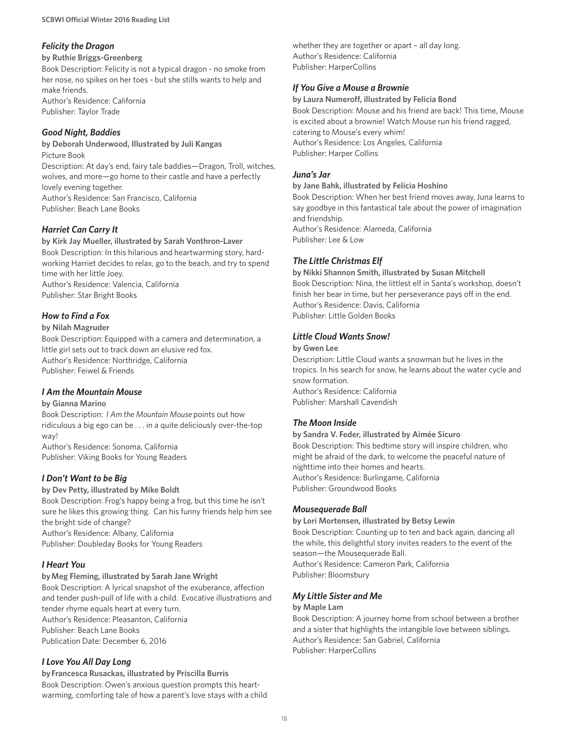### *Felicity the Dragon*

**by Ruthie Briggs-Greenberg**

Book Description: Felicity is not a typical dragon - no smoke from her nose, no spikes on her toes - but she stills wants to help and make friends.
Author's Residence: California
Publisher: Taylor Trade

### *Good Night, Baddies*

**by Deborah Underwood, Illustrated by Juli Kangas**

Picture Book
Description: At day's end, fairy tale baddies—Dragon, Troll, witches, wolves, and more—go home to their castle and have a perfectly lovely evening together.
Author's Residence: San Francisco, California
Publisher: Beach Lane Books

### *Harriet Can Carry It*

**by Kirk Jay Mueller, illustrated by Sarah Vonthron-Laver**

Book Description: In this hilarious and heartwarming story, hard-working Harriet decides to relax, go to the beach, and try to spend time with her little Joey.
Author's Residence: Valencia, California
Publisher: Star Bright Books

### *How to Find a Fox*

**by Nilah Magruder**

Book Description: Equipped with a camera and determination, a little girl sets out to track down an elusive red fox.
Author's Residence: Northridge, California
Publisher: Feiwel & Friends

### *I Am the Mountain Mouse*

**by Gianna Marino**

Book Description: *I Am the Mountain Mouse* points out how ridiculous a big ego can be . . . in a quite deliciously over-the-top way!
Author's Residence: Sonoma, California
Publisher: Viking Books for Young Readers

### *I Don't Want to be Big*

**by Dev Petty, illustrated by Mike Boldt**

Book Description: Frog's happy being a frog, but this time he isn't sure he likes this growing thing. Can his funny friends help him see the bright side of change?
Author's Residence: Albany, California
Publisher: Doubleday Books for Young Readers

### *I Heart You*

**by Meg Fleming, illustrated by Sarah Jane Wright**

Book Description: A lyrical snapshot of the exuberance, affection and tender push-pull of life with a child. Evocative illustrations and tender rhyme equals heart at every turn.
Author's Residence: Pleasanton, California
Publisher: Beach Lane Books
Publication Date: December 6, 2016

### *I Love You All Day Long*

**by Francesca Rusackas, illustrated by Priscilla Burris**

Book Description: Owen's anxious question prompts this heart-warming, comforting tale of how a parent's love stays with a child whether they are together or apart – all day long.
Author's Residence: California
Publisher: HarperCollins

### *If You Give a Mouse a Brownie*

**by Laura Numeroff, illustrated by Felicia Bond**

Book Description: Mouse and his friend are back! This time, Mouse is excited about a brownie! Watch Mouse run his friend ragged, catering to Mouse's every whim!
Author's Residence: Los Angeles, California
Publisher: Harper Collins

### *Juna's Jar*

**by Jane Bahk, illustrated by Felicia Hoshino**

Book Description: When her best friend moves away, Juna learns to say goodbye in this fantastical tale about the power of imagination and friendship.
Author's Residence: Alameda, California
Publisher: Lee & Low

### *The Little Christmas Elf*

**by Nikki Shannon Smith, illustrated by Susan Mitchell**

Book Description: Nina, the littlest elf in Santa's workshop, doesn't finish her bear in time, but her perseverance pays off in the end.
Author's Residence: Davis, California
Publisher: Little Golden Books

### *Little Cloud Wants Snow!*

**by Gwen Lee**

Description: Little Cloud wants a snowman but he lives in the tropics. In his search for snow, he learns about the water cycle and snow formation.
Author's Residence: California
Publisher: Marshall Cavendish

### *The Moon Inside*

**by Sandra V. Feder, illustrated by Aimée Sicuro**

Book Description: This bedtime story will inspire children, who might be afraid of the dark, to welcome the peaceful nature of nighttime into their homes and hearts.
Author's Residence: Burlingame, California
Publisher: Groundwood Books

### *Mousequerade Ball*

**by Lori Mortensen, illustrated by Betsy Lewin**

Book Description: Counting up to ten and back again, dancing all the while, this delightful story invites readers to the event of the season—the Mousequerade Ball.
Author's Residence: Cameron Park, California
Publisher: Bloomsbury

### *My Little Sister and Me*

**by Maple Lam**

Book Description: A journey home from school between a brother and a sister that highlights the intangible love between siblings.
Author's Residence: San Gabriel, California
Publisher: HarperCollins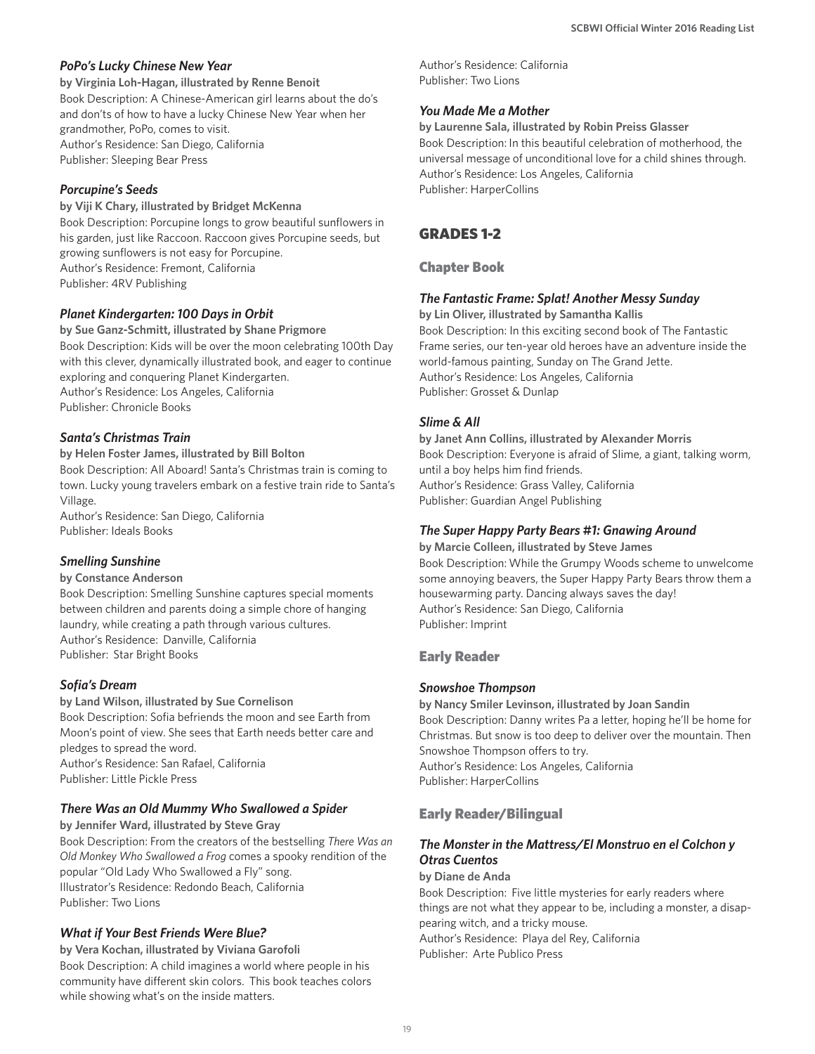### *PoPo's Lucky Chinese New Year*

**by Virginia Loh-Hagan, illustrated by Renne Benoit**
Book Description: A Chinese-American girl learns about the do's and don'ts of how to have a lucky Chinese New Year when her grandmother, PoPo, comes to visit.
Author's Residence: San Diego, California
Publisher: Sleeping Bear Press

### *Porcupine's Seeds*

**by Viji K Chary, illustrated by Bridget McKenna**
Book Description: Porcupine longs to grow beautiful sunflowers in his garden, just like Raccoon. Raccoon gives Porcupine seeds, but growing sunflowers is not easy for Porcupine.
Author's Residence: Fremont, California
Publisher: 4RV Publishing

### *Planet Kindergarten: 100 Days in Orbit*

**by Sue Ganz-Schmitt, illustrated by Shane Prigmore**
Book Description: Kids will be over the moon celebrating 100th Day with this clever, dynamically illustrated book, and eager to continue exploring and conquering Planet Kindergarten.
Author's Residence: Los Angeles, California
Publisher: Chronicle Books

### *Santa's Christmas Train*

**by Helen Foster James, illustrated by Bill Bolton**
Book Description: All Aboard! Santa's Christmas train is coming to town. Lucky young travelers embark on a festive train ride to Santa's Village.
Author's Residence: San Diego, California
Publisher: Ideals Books

### *Smelling Sunshine*

**by Constance Anderson**
Book Description: Smelling Sunshine captures special moments between children and parents doing a simple chore of hanging laundry, while creating a path through various cultures.
Author's Residence: Danville, California
Publisher: Star Bright Books

### *Sofia's Dream*

**by Land Wilson, illustrated by Sue Cornelison**
Book Description: Sofia befriends the moon and see Earth from Moon's point of view. She sees that Earth needs better care and pledges to spread the word.
Author's Residence: San Rafael, California
Publisher: Little Pickle Press

### *There Was an Old Mummy Who Swallowed a Spider*

**by Jennifer Ward, illustrated by Steve Gray**
Book Description: From the creators of the bestselling *There Was an Old Monkey Who Swallowed a Frog* comes a spooky rendition of the popular "Old Lady Who Swallowed a Fly" song.
Illustrator's Residence: Redondo Beach, California
Publisher: Two Lions

### *What if Your Best Friends Were Blue?*

**by Vera Kochan, illustrated by Viviana Garofoli**
Book Description: A child imagines a world where people in his community have different skin colors. This book teaches colors while showing what's on the inside matters.
Author's Residence: California
Publisher: Two Lions

### *You Made Me a Mother*

**by Laurenne Sala, illustrated by Robin Preiss Glasser**
Book Description: In this beautiful celebration of motherhood, the universal message of unconditional love for a child shines through.
Author's Residence: Los Angeles, California
Publisher: HarperCollins

## GRADES 1-2

## Chapter Book

### *The Fantastic Frame: Splat! Another Messy Sunday*

**by Lin Oliver, illustrated by Samantha Kallis**
Book Description: In this exciting second book of The Fantastic Frame series, our ten-year old heroes have an adventure inside the world-famous painting, Sunday on The Grand Jette.
Author's Residence: Los Angeles, California
Publisher: Grosset & Dunlap

### *Slime & All*

**by Janet Ann Collins, illustrated by Alexander Morris**
Book Description: Everyone is afraid of Slime, a giant, talking worm, until a boy helps him find friends.
Author's Residence: Grass Valley, California
Publisher: Guardian Angel Publishing

### *The Super Happy Party Bears #1: Gnawing Around*

**by Marcie Colleen, illustrated by Steve James**
Book Description: While the Grumpy Woods scheme to unwelcome some annoying beavers, the Super Happy Party Bears throw them a housewarming party. Dancing always saves the day!
Author's Residence: San Diego, California
Publisher: Imprint

## Early Reader

### *Snowshoe Thompson*

**by Nancy Smiler Levinson, illustrated by Joan Sandin**
Book Description: Danny writes Pa a letter, hoping he'll be home for Christmas. But snow is too deep to deliver over the mountain. Then Snowshoe Thompson offers to try.
Author's Residence: Los Angeles, California
Publisher: HarperCollins

## Early Reader/Bilingual

### *The Monster in the Mattress/El Monstruo en el Colchon y Otras Cuentos*

**by Diane de Anda**
Book Description: Five little mysteries for early readers where things are not what they appear to be, including a monster, a disappearing witch, and a tricky mouse.
Author's Residence: Playa del Rey, California
Publisher: Arte Publico Press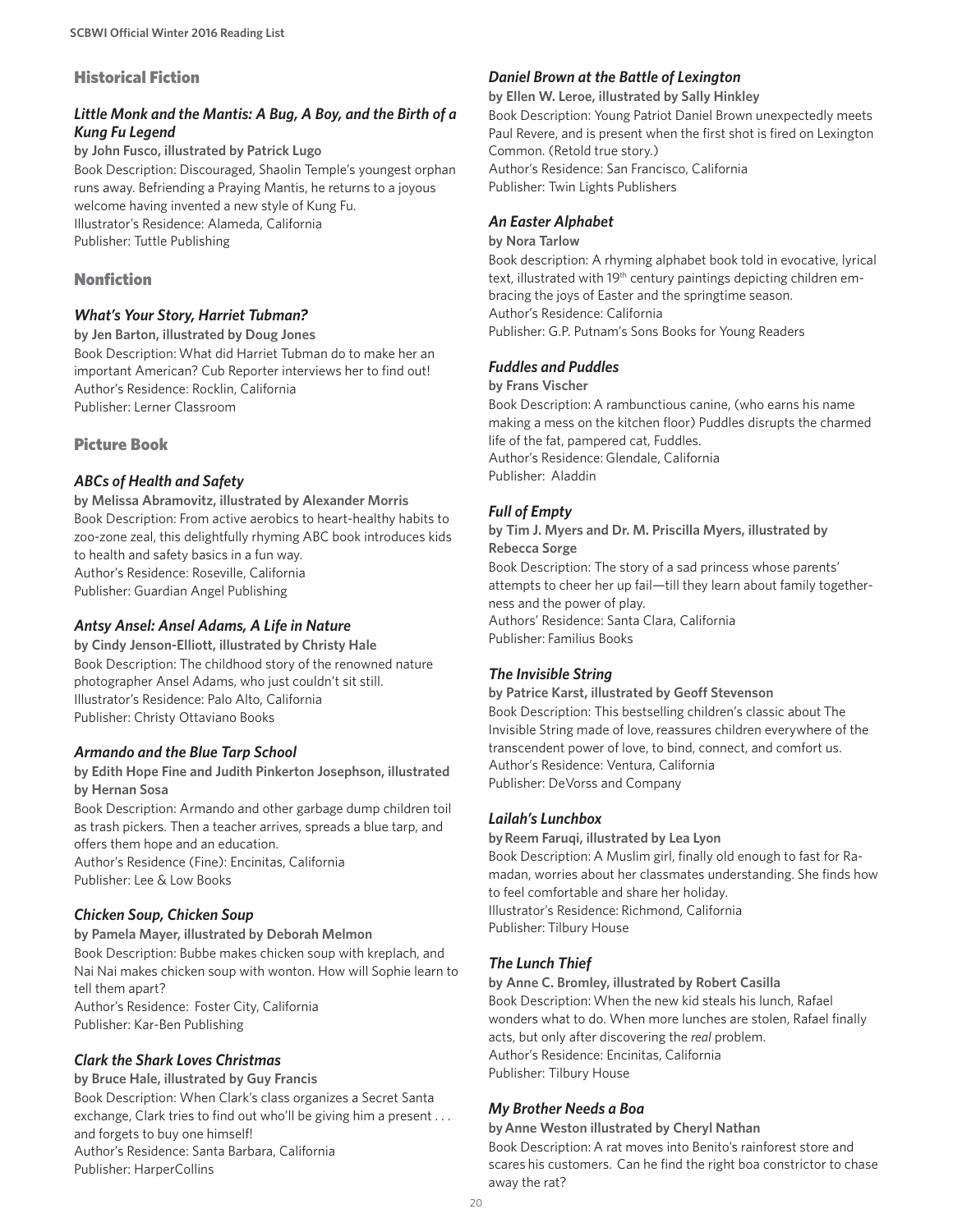## Historical Fiction

### *Little Monk and the Mantis: A Bug, A Boy, and the Birth of a Kung Fu Legend*

**by John Fusco, illustrated by Patrick Lugo**

Book Description: Discouraged, Shaolin Temple's youngest orphan runs away. Befriending a Praying Mantis, he returns to a joyous welcome having invented a new style of Kung Fu.
Illustrator's Residence: Alameda, California
Publisher: Tuttle Publishing

## Nonfiction

### *What's Your Story, Harriet Tubman?*

**by Jen Barton, illustrated by Doug Jones**

Book Description: What did Harriet Tubman do to make her an important American? Cub Reporter interviews her to find out!
Author's Residence: Rocklin, California
Publisher: Lerner Classroom

## Picture Book

### *ABCs of Health and Safety*

**by Melissa Abramovitz, illustrated by Alexander Morris**

Book Description: From active aerobics to heart-healthy habits to zoo-zone zeal, this delightfully rhyming ABC book introduces kids to health and safety basics in a fun way.
Author's Residence: Roseville, California
Publisher: Guardian Angel Publishing

### *Antsy Ansel: Ansel Adams, A Life in Nature*

**by Cindy Jenson-Elliott, illustrated by Christy Hale**

Book Description: The childhood story of the renowned nature photographer Ansel Adams, who just couldn't sit still.
Illustrator's Residence: Palo Alto, California
Publisher: Christy Ottaviano Books

### *Armando and the Blue Tarp School*

**by Edith Hope Fine and Judith Pinkerton Josephson, illustrated by Hernan Sosa**

Book Description: Armando and other garbage dump children toil as trash pickers. Then a teacher arrives, spreads a blue tarp, and offers them hope and an education.
Author's Residence (Fine): Encinitas, California
Publisher: Lee & Low Books

### *Chicken Soup, Chicken Soup*

**by Pamela Mayer, illustrated by Deborah Melmon**

Book Description: Bubbe makes chicken soup with kreplach, and Nai Nai makes chicken soup with wonton. How will Sophie learn to tell them apart?
Author's Residence: Foster City, California
Publisher: Kar-Ben Publishing

### *Clark the Shark Loves Christmas*

**by Bruce Hale, illustrated by Guy Francis**

Book Description: When Clark's class organizes a Secret Santa exchange, Clark tries to find out who'll be giving him a present . . . and forgets to buy one himself!
Author's Residence: Santa Barbara, California
Publisher: HarperCollins

### *Daniel Brown at the Battle of Lexington*

**by Ellen W. Leroe, illustrated by Sally Hinkley**

Book Description: Young Patriot Daniel Brown unexpectedly meets Paul Revere, and is present when the first shot is fired on Lexington Common. (Retold true story.)
Author's Residence: San Francisco, California
Publisher: Twin Lights Publishers

### *An Easter Alphabet*

**by Nora Tarlow**

Book description: A rhyming alphabet book told in evocative, lyrical text, illustrated with 19th century paintings depicting children embracing the joys of Easter and the springtime season.
Author's Residence: California
Publisher: G.P. Putnam's Sons Books for Young Readers

### *Fuddles and Puddles*

**by Frans Vischer**

Book Description: A rambunctious canine, (who earns his name making a mess on the kitchen floor) Puddles disrupts the charmed life of the fat, pampered cat, Fuddles.
Author's Residence: Glendale, California
Publisher: Aladdin

### *Full of Empty*

**by Tim J. Myers and Dr. M. Priscilla Myers, illustrated by Rebecca Sorge**

Book Description: The story of a sad princess whose parents' attempts to cheer her up fail—till they learn about family togetherness and the power of play.
Authors' Residence: Santa Clara, California
Publisher: Familius Books

### *The Invisible String*

**by Patrice Karst, illustrated by Geoff Stevenson**

Book Description: This bestselling children's classic about The Invisible String made of love, reassures children everywhere of the transcendent power of love, to bind, connect, and comfort us.
Author's Residence: Ventura, California
Publisher: DeVorss and Company

### *Lailah's Lunchbox*

**by Reem Faruqi, illustrated by Lea Lyon**

Book Description: A Muslim girl, finally old enough to fast for Ramadan, worries about her classmates understanding. She finds how to feel comfortable and share her holiday.
Illustrator's Residence: Richmond, California
Publisher: Tilbury House

### *The Lunch Thief*

**by Anne C. Bromley, illustrated by Robert Casilla**

Book Description: When the new kid steals his lunch, Rafael wonders what to do. When more lunches are stolen, Rafael finally acts, but only after discovering the *real* problem.
Author's Residence: Encinitas, California
Publisher: Tilbury House

### *My Brother Needs a Boa*

**by Anne Weston illustrated by Cheryl Nathan**

Book Description: A rat moves into Benito's rainforest store and scares his customers. Can he find the right boa constrictor to chase away the rat?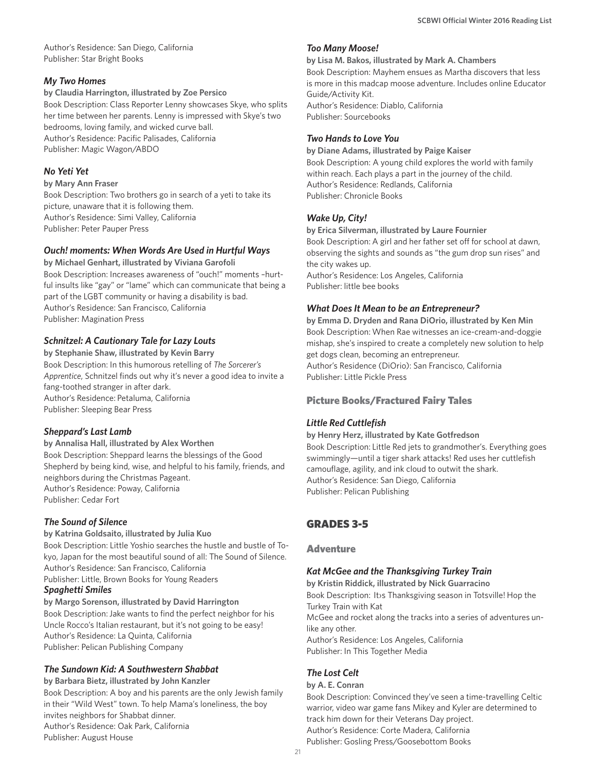Author's Residence: San Diego, California
Publisher: Star Bright Books

### *My Two Homes*

**by Claudia Harrington, illustrated by Zoe Persico**
Book Description: Class Reporter Lenny showcases Skye, who splits her time between her parents. Lenny is impressed with Skye's two bedrooms, loving family, and wicked curve ball.
Author's Residence: Pacific Palisades, California
Publisher: Magic Wagon/ABDO

### *No Yeti Yet*

**by Mary Ann Fraser**
Book Description: Two brothers go in search of a yeti to take its picture, unaware that it is following them.
Author's Residence: Simi Valley, California
Publisher: Peter Pauper Press

### *Ouch! moments: When Words Are Used in Hurtful Ways*

**by Michael Genhart, illustrated by Viviana Garofoli**
Book Description: Increases awareness of "ouch!" moments –hurtful insults like "gay" or "lame" which can communicate that being a part of the LGBT community or having a disability is bad.
Author's Residence: San Francisco, California
Publisher: Magination Press

### *Schnitzel: A Cautionary Tale for Lazy Louts*

**by Stephanie Shaw, illustrated by Kevin Barry**
Book Description: In this humorous retelling of *The Sorcerer's Apprentice*, Schnitzel finds out why it's never a good idea to invite a fang-toothed stranger in after dark.
Author's Residence: Petaluma, California
Publisher: Sleeping Bear Press

### *Sheppard's Last Lamb*

**by Annalisa Hall, illustrated by Alex Worthen**
Book Description: Sheppard learns the blessings of the Good Shepherd by being kind, wise, and helpful to his family, friends, and neighbors during the Christmas Pageant.
Author's Residence: Poway, California
Publisher: Cedar Fort

### *The Sound of Silence*

**by Katrina Goldsaito, illustrated by Julia Kuo**
Book Description: Little Yoshio searches the hustle and bustle of Tokyo, Japan for the most beautiful sound of all: The Sound of Silence.
Author's Residence: San Francisco, California
Publisher: Little, Brown Books for Young Readers

### *Spaghetti Smiles*

**by Margo Sorenson, illustrated by David Harrington**
Book Description: Jake wants to find the perfect neighbor for his Uncle Rocco's Italian restaurant, but it's not going to be easy!
Author's Residence: La Quinta, California
Publisher: Pelican Publishing Company

### *The Sundown Kid: A Southwestern Shabbat*

**by Barbara Bietz, illustrated by John Kanzler**
Book Description: A boy and his parents are the only Jewish family in their "Wild West" town. To help Mama's loneliness, the boy invites neighbors for Shabbat dinner.
Author's Residence: Oak Park, California
Publisher: August House

### *Too Many Moose!*

**by Lisa M. Bakos, illustrated by Mark A. Chambers**
Book Description: Mayhem ensues as Martha discovers that less is more in this madcap moose adventure. Includes online Educator Guide/Activity Kit.
Author's Residence: Diablo, California
Publisher: Sourcebooks

### *Two Hands to Love You*

**by Diane Adams, illustrated by Paige Kaiser**
Book Description: A young child explores the world with family within reach. Each plays a part in the journey of the child.
Author's Residence: Redlands, California
Publisher: Chronicle Books

### *Wake Up, City!*

**by Erica Silverman, illustrated by Laure Fournier**
Book Description: A girl and her father set off for school at dawn, observing the sights and sounds as "the gum drop sun rises" and the city wakes up.
Author's Residence: Los Angeles, California
Publisher: little bee books

### *What Does It Mean to be an Entrepreneur?*

**by Emma D. Dryden and Rana DiOrio, illustrated by Ken Min**
Book Description: When Rae witnesses an ice-cream-and-doggie mishap, she's inspired to create a completely new solution to help get dogs clean, becoming an entrepreneur.
Author's Residence (DiOrio): San Francisco, California
Publisher: Little Pickle Press

## Picture Books/Fractured Fairy Tales

### *Little Red Cuttlefish*

**by Henry Herz, illustrated by Kate Gotfredson**
Book Description: Little Red jets to grandmother's. Everything goes swimmingly—until a tiger shark attacks! Red uses her cuttlefish camouflage, agility, and ink cloud to outwit the shark.
Author's Residence: San Diego, California
Publisher: Pelican Publishing

# GRADES 3-5

## Adventure

### *Kat McGee and the Thanksgiving Turkey Train*

**by Kristin Riddick, illustrated by Nick Guarracino**
Book Description: It›s Thanksgiving season in Totsville! Hop the Turkey Train with Kat McGee and rocket along the tracks into a series of adventures unlike any other.
Author's Residence: Los Angeles, California
Publisher: In This Together Media

### *The Lost Celt*

**by A. E. Conran**
Book Description: Convinced they've seen a time-travelling Celtic warrior, video war game fans Mikey and Kyler are determined to track him down for their Veterans Day project.
Author's Residence: Corte Madera, California
Publisher: Gosling Press/Goosebottom Books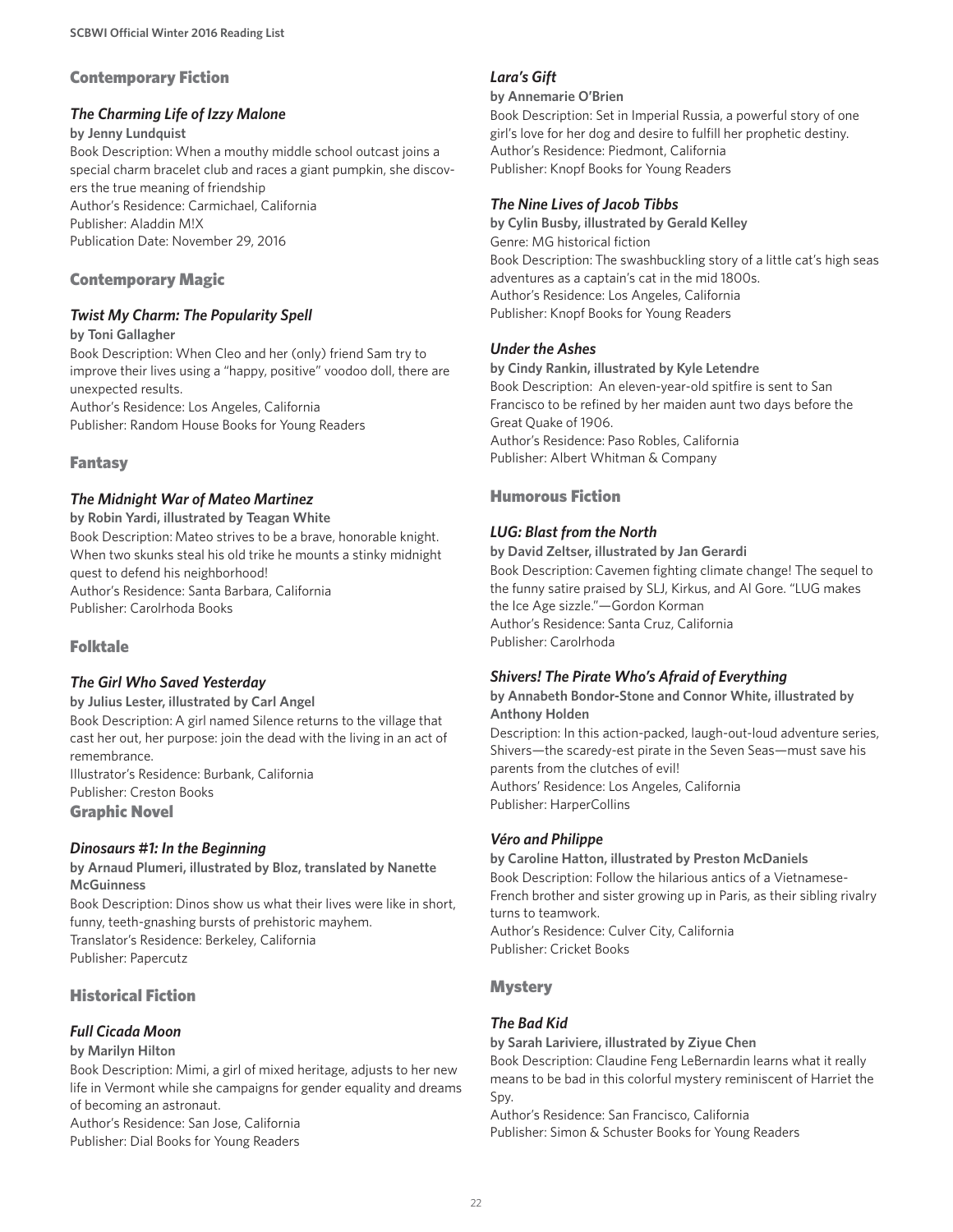## Contemporary Fiction

### *The Charming Life of Izzy Malone*

**by Jenny Lundquist**

Book Description: When a mouthy middle school outcast joins a special charm bracelet club and races a giant pumpkin, she discovers the true meaning of friendship
Author's Residence: Carmichael, California
Publisher: Aladdin M!X
Publication Date: November 29, 2016

## Contemporary Magic

### *Twist My Charm: The Popularity Spell*

**by Toni Gallagher**

Book Description: When Cleo and her (only) friend Sam try to improve their lives using a "happy, positive" voodoo doll, there are unexpected results.
Author's Residence: Los Angeles, California
Publisher: Random House Books for Young Readers

## Fantasy

### *The Midnight War of Mateo Martinez*

**by Robin Yardi, illustrated by Teagan White**

Book Description: Mateo strives to be a brave, honorable knight. When two skunks steal his old trike he mounts a stinky midnight quest to defend his neighborhood!
Author's Residence: Santa Barbara, California
Publisher: Carolrhoda Books

## Folktale

### *The Girl Who Saved Yesterday*

**by Julius Lester, illustrated by Carl Angel**

Book Description: A girl named Silence returns to the village that cast her out, her purpose: join the dead with the living in an act of remembrance.
Illustrator's Residence: Burbank, California
Publisher: Creston Books

## Graphic Novel

### *Dinosaurs #1: In the Beginning*

**by Arnaud Plumeri, illustrated by Bloz, translated by Nanette McGuinness**

Book Description: Dinos show us what their lives were like in short, funny, teeth-gnashing bursts of prehistoric mayhem.
Translator's Residence: Berkeley, California
Publisher: Papercutz

## Historical Fiction

### *Full Cicada Moon*

**by Marilyn Hilton**

Book Description: Mimi, a girl of mixed heritage, adjusts to her new life in Vermont while she campaigns for gender equality and dreams of becoming an astronaut.
Author's Residence: San Jose, California
Publisher: Dial Books for Young Readers

### *Lara's Gift*

**by Annemarie O'Brien**

Book Description: Set in Imperial Russia, a powerful story of one girl's love for her dog and desire to fulfill her prophetic destiny.
Author's Residence: Piedmont, California
Publisher: Knopf Books for Young Readers

### *The Nine Lives of Jacob Tibbs*

**by Cylin Busby, illustrated by Gerald Kelley**

Genre: MG historical fiction
Book Description: The swashbuckling story of a little cat's high seas adventures as a captain's cat in the mid 1800s.
Author's Residence: Los Angeles, California
Publisher: Knopf Books for Young Readers

### *Under the Ashes*

**by Cindy Rankin, illustrated by Kyle Letendre**

Book Description: An eleven-year-old spitfire is sent to San Francisco to be refined by her maiden aunt two days before the Great Quake of 1906.
Author's Residence: Paso Robles, California
Publisher: Albert Whitman & Company

## Humorous Fiction

### *LUG: Blast from the North*

**by David Zeltser, illustrated by Jan Gerardi**

Book Description: Cavemen fighting climate change! The sequel to the funny satire praised by SLJ, Kirkus, and Al Gore. "LUG makes the Ice Age sizzle."—Gordon Korman
Author's Residence: Santa Cruz, California
Publisher: Carolrhoda

### *Shivers! The Pirate Who's Afraid of Everything*

**by Annabeth Bondor-Stone and Connor White, illustrated by Anthony Holden**

Description: In this action-packed, laugh-out-loud adventure series, Shivers—the scaredy-est pirate in the Seven Seas—must save his parents from the clutches of evil!
Authors' Residence: Los Angeles, California
Publisher: HarperCollins

### *Véro and Philippe*

**by Caroline Hatton, illustrated by Preston McDaniels**

Book Description: Follow the hilarious antics of a Vietnamese-French brother and sister growing up in Paris, as their sibling rivalry turns to teamwork.
Author's Residence: Culver City, California
Publisher: Cricket Books

## Mystery

### *The Bad Kid*

**by Sarah Lariviere, illustrated by Ziyue Chen**

Book Description: Claudine Feng LeBernardin learns what it really means to be bad in this colorful mystery reminiscent of Harriet the Spy.
Author's Residence: San Francisco, California
Publisher: Simon & Schuster Books for Young Readers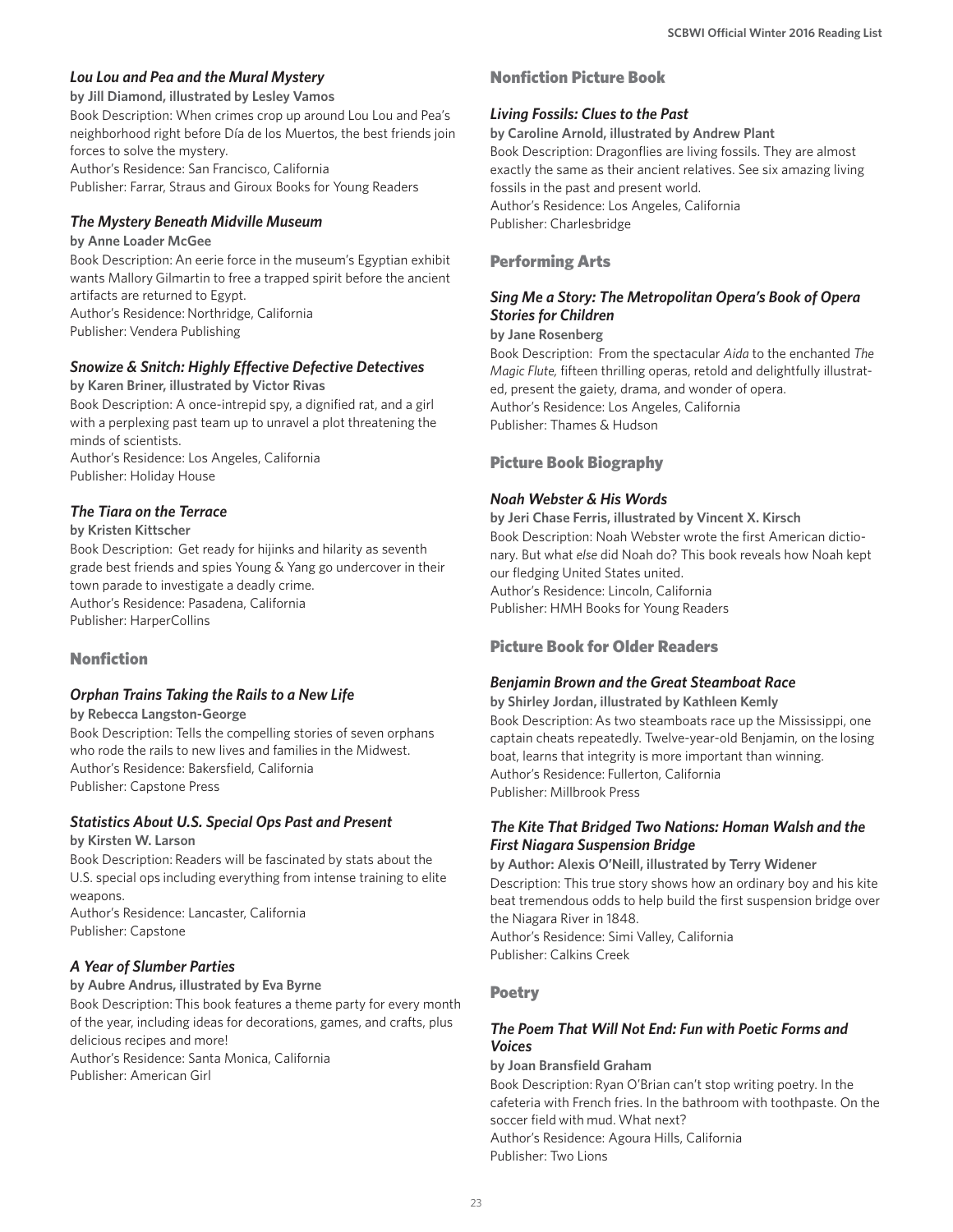### *Lou Lou and Pea and the Mural Mystery*

**by Jill Diamond, illustrated by Lesley Vamos**

Book Description: When crimes crop up around Lou Lou and Pea's neighborhood right before Día de los Muertos, the best friends join forces to solve the mystery.

Author's Residence: San Francisco, California

Publisher: Farrar, Straus and Giroux Books for Young Readers

### *The Mystery Beneath Midville Museum*

**by Anne Loader McGee**

Book Description: An eerie force in the museum's Egyptian exhibit wants Mallory Gilmartin to free a trapped spirit before the ancient artifacts are returned to Egypt.

Author's Residence: Northridge, California

Publisher: Vendera Publishing

### *Snowize & Snitch: Highly Effective Defective Detectives*

**by Karen Briner, illustrated by Victor Rivas**

Book Description: A once-intrepid spy, a dignified rat, and a girl with a perplexing past team up to unravel a plot threatening the minds of scientists.

Author's Residence: Los Angeles, California

Publisher: Holiday House

### *The Tiara on the Terrace*

**by Kristen Kittscher**

Book Description: Get ready for hijinks and hilarity as seventh grade best friends and spies Young & Yang go undercover in their town parade to investigate a deadly crime.

Author's Residence: Pasadena, California

Publisher: HarperCollins

## Nonfiction

### *Orphan Trains Taking the Rails to a New Life*

**by Rebecca Langston-George**

Book Description: Tells the compelling stories of seven orphans who rode the rails to new lives and families in the Midwest.

Author's Residence: Bakersfield, California

Publisher: Capstone Press

### *Statistics About U.S. Special Ops Past and Present*

**by Kirsten W. Larson**

Book Description: Readers will be fascinated by stats about the U.S. special ops including everything from intense training to elite weapons.

Author's Residence: Lancaster, California

Publisher: Capstone

### *A Year of Slumber Parties*

**by Aubre Andrus, illustrated by Eva Byrne**

Book Description: This book features a theme party for every month of the year, including ideas for decorations, games, and crafts, plus delicious recipes and more!

Author's Residence: Santa Monica, California

Publisher: American Girl

## Nonfiction Picture Book

### *Living Fossils: Clues to the Past*

**by Caroline Arnold, illustrated by Andrew Plant**

Book Description: Dragonflies are living fossils. They are almost exactly the same as their ancient relatives. See six amazing living fossils in the past and present world.

Author's Residence: Los Angeles, California

Publisher: Charlesbridge

## Performing Arts

### *Sing Me a Story: The Metropolitan Opera's Book of Opera Stories for Children*

**by Jane Rosenberg**

Book Description: From the spectacular *Aida* to the enchanted *The Magic Flute,* fifteen thrilling operas, retold and delightfully illustrated, present the gaiety, drama, and wonder of opera.

Author's Residence: Los Angeles, California

Publisher: Thames & Hudson

## Picture Book Biography

### *Noah Webster & His Words*

**by Jeri Chase Ferris, illustrated by Vincent X. Kirsch**

Book Description: Noah Webster wrote the first American dictionary. But what *else* did Noah do? This book reveals how Noah kept our fledging United States united.

Author's Residence: Lincoln, California

Publisher: HMH Books for Young Readers

## Picture Book for Older Readers

### *Benjamin Brown and the Great Steamboat Race*

**by Shirley Jordan, illustrated by Kathleen Kemly**

Book Description: As two steamboats race up the Mississippi, one captain cheats repeatedly. Twelve-year-old Benjamin, on the losing boat, learns that integrity is more important than winning.

Author's Residence: Fullerton, California

Publisher: Millbrook Press

### *The Kite That Bridged Two Nations: Homan Walsh and the First Niagara Suspension Bridge*

**by Author: Alexis O'Neill, illustrated by Terry Widener**

Description: This true story shows how an ordinary boy and his kite beat tremendous odds to help build the first suspension bridge over the Niagara River in 1848.

Author's Residence: Simi Valley, California

Publisher: Calkins Creek

## Poetry

### *The Poem That Will Not End: Fun with Poetic Forms and Voices*

**by Joan Bransfield Graham**

Book Description: Ryan O'Brian can't stop writing poetry. In the cafeteria with French fries. In the bathroom with toothpaste. On the soccer field with mud. What next?

Author's Residence: Agoura Hills, California

Publisher: Two Lions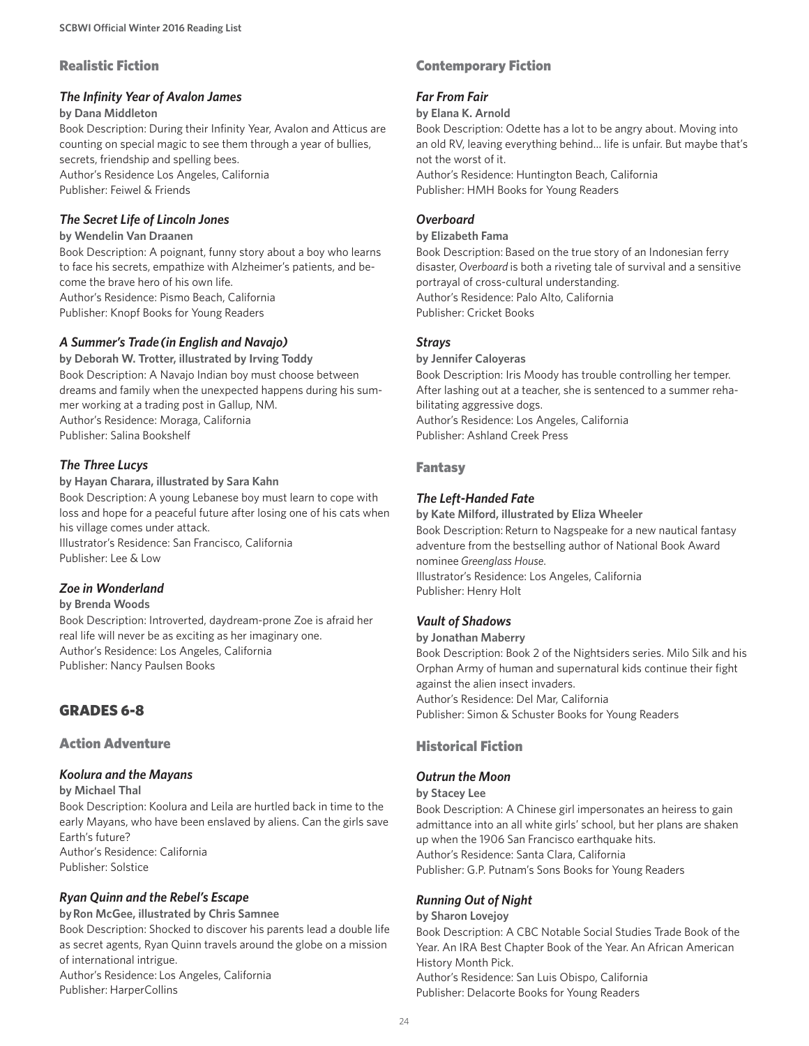## Realistic Fiction

### *The Infinity Year of Avalon James*

**by Dana Middleton**

Book Description: During their Infinity Year, Avalon and Atticus are counting on special magic to see them through a year of bullies, secrets, friendship and spelling bees.
Author's Residence Los Angeles, California
Publisher: Feiwel & Friends

### *The Secret Life of Lincoln Jones*

**by Wendelin Van Draanen**

Book Description: A poignant, funny story about a boy who learns to face his secrets, empathize with Alzheimer's patients, and become the brave hero of his own life.
Author's Residence: Pismo Beach, California
Publisher: Knopf Books for Young Readers

### *A Summer's Trade (in English and Navajo)*

**by Deborah W. Trotter, illustrated by Irving Toddy**

Book Description: A Navajo Indian boy must choose between dreams and family when the unexpected happens during his summer working at a trading post in Gallup, NM.
Author's Residence: Moraga, California
Publisher: Salina Bookshelf

### *The Three Lucys*

**by Hayan Charara, illustrated by Sara Kahn**

Book Description: A young Lebanese boy must learn to cope with loss and hope for a peaceful future after losing one of his cats when his village comes under attack.
Illustrator's Residence: San Francisco, California
Publisher: Lee & Low

### *Zoe in Wonderland*

**by Brenda Woods**

Book Description: Introverted, daydream-prone Zoe is afraid her real life will never be as exciting as her imaginary one.
Author's Residence: Los Angeles, California
Publisher: Nancy Paulsen Books

# GRADES 6-8

## Action Adventure

### *Koolura and the Mayans*

**by Michael Thal**

Book Description: Koolura and Leila are hurtled back in time to the early Mayans, who have been enslaved by aliens. Can the girls save Earth's future?
Author's Residence: California
Publisher: Solstice

### *Ryan Quinn and the Rebel's Escape*

**by Ron McGee, illustrated by Chris Samnee**

Book Description: Shocked to discover his parents lead a double life as secret agents, Ryan Quinn travels around the globe on a mission of international intrigue.
Author's Residence: Los Angeles, California
Publisher: HarperCollins

## Contemporary Fiction

### *Far From Fair*

**by Elana K. Arnold**

Book Description: Odette has a lot to be angry about. Moving into an old RV, leaving everything behind... life is unfair. But maybe that's not the worst of it.
Author's Residence: Huntington Beach, California
Publisher: HMH Books for Young Readers

### *Overboard*

**by Elizabeth Fama**

Book Description: Based on the true story of an Indonesian ferry disaster, *Overboard* is both a riveting tale of survival and a sensitive portrayal of cross-cultural understanding.
Author's Residence: Palo Alto, California
Publisher: Cricket Books

### *Strays*

**by Jennifer Caloyeras**

Book Description: Iris Moody has trouble controlling her temper. After lashing out at a teacher, she is sentenced to a summer rehabilitating aggressive dogs.
Author's Residence: Los Angeles, California
Publisher: Ashland Creek Press

## Fantasy

### *The Left-Handed Fate*

**by Kate Milford, illustrated by Eliza Wheeler**

Book Description: Return to Nagspeake for a new nautical fantasy adventure from the bestselling author of National Book Award nominee *Greenglass House*.
Illustrator's Residence: Los Angeles, California
Publisher: Henry Holt

### *Vault of Shadows*

**by Jonathan Maberry**

Book Description: Book 2 of the Nightsiders series. Milo Silk and his Orphan Army of human and supernatural kids continue their fight against the alien insect invaders.
Author's Residence: Del Mar, California
Publisher: Simon & Schuster Books for Young Readers

## Historical Fiction

### *Outrun the Moon*

**by Stacey Lee**

Book Description: A Chinese girl impersonates an heiress to gain admittance into an all white girls' school, but her plans are shaken up when the 1906 San Francisco earthquake hits.
Author's Residence: Santa Clara, California
Publisher: G.P. Putnam's Sons Books for Young Readers

### *Running Out of Night*

**by Sharon Lovejoy**

Book Description: A CBC Notable Social Studies Trade Book of the Year. An IRA Best Chapter Book of the Year. An African American History Month Pick.
Author's Residence: San Luis Obispo, California
Publisher: Delacorte Books for Young Readers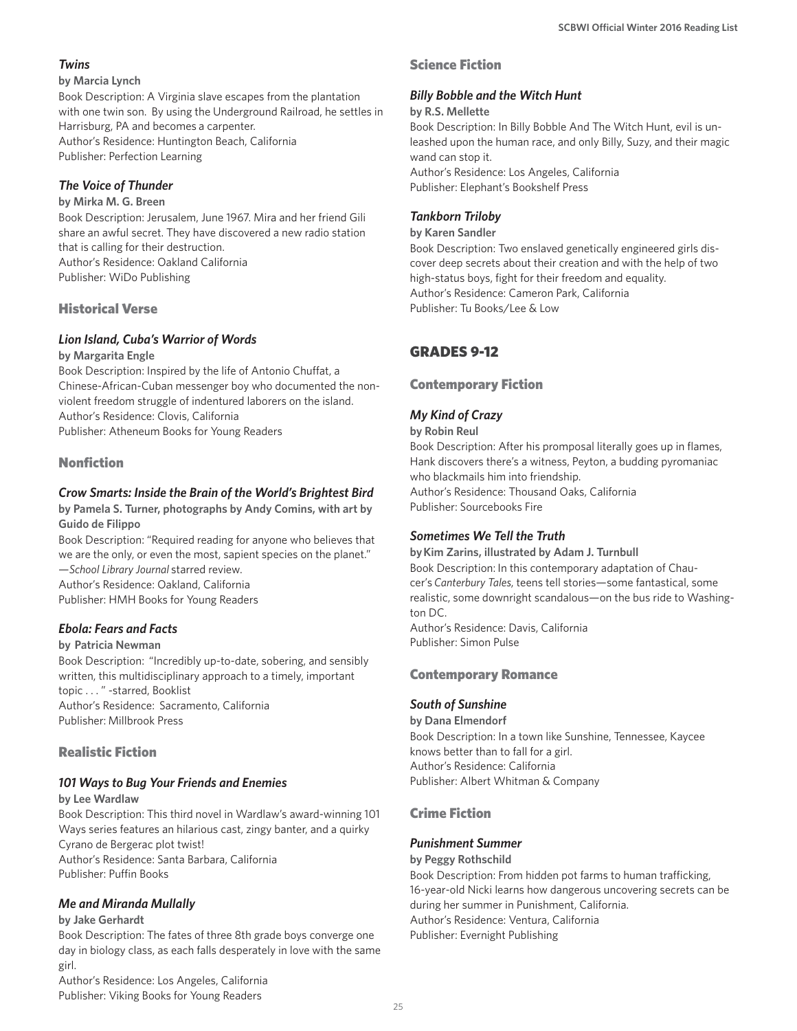### *Twins*

**by Marcia Lynch**

Book Description: A Virginia slave escapes from the plantation with one twin son. By using the Underground Railroad, he settles in Harrisburg, PA and becomes a carpenter.
Author's Residence: Huntington Beach, California
Publisher: Perfection Learning

### *The Voice of Thunder*

**by Mirka M. G. Breen**

Book Description: Jerusalem, June 1967. Mira and her friend Gili share an awful secret. They have discovered a new radio station that is calling for their destruction.
Author's Residence: Oakland California
Publisher: WiDo Publishing

## Historical Verse

### *Lion Island, Cuba's Warrior of Words*

**by Margarita Engle**

Book Description: Inspired by the life of Antonio Chuffat, a Chinese-African-Cuban messenger boy who documented the non-violent freedom struggle of indentured laborers on the island.
Author's Residence: Clovis, California
Publisher: Atheneum Books for Young Readers

## Nonfiction

### *Crow Smarts: Inside the Brain of the World's Brightest Bird*

**by Pamela S. Turner, photographs by Andy Comins, with art by Guido de Filippo**

Book Description: "Required reading for anyone who believes that we are the only, or even the most, sapient species on the planet." —*School Library Journal* starred review.
Author's Residence: Oakland, California
Publisher: HMH Books for Young Readers

### *Ebola: Fears and Facts*

**by Patricia Newman**

Book Description: "Incredibly up-to-date, sobering, and sensibly written, this multidisciplinary approach to a timely, important topic . . . " -starred, Booklist
Author's Residence: Sacramento, California
Publisher: Millbrook Press

## Realistic Fiction

### *101 Ways to Bug Your Friends and Enemies*

**by Lee Wardlaw**

Book Description: This third novel in Wardlaw's award-winning 101 Ways series features an hilarious cast, zingy banter, and a quirky Cyrano de Bergerac plot twist!
Author's Residence: Santa Barbara, California
Publisher: Puffin Books

### *Me and Miranda Mullally*

**by Jake Gerhardt**

Book Description: The fates of three 8th grade boys converge one day in biology class, as each falls desperately in love with the same girl.
Author's Residence: Los Angeles, California
Publisher: Viking Books for Young Readers

## Science Fiction

### *Billy Bobble and the Witch Hunt*

**by R.S. Mellette**

Book Description: In Billy Bobble And The Witch Hunt, evil is unleashed upon the human race, and only Billy, Suzy, and their magic wand can stop it.
Author's Residence: Los Angeles, California
Publisher: Elephant's Bookshelf Press

### *Tankborn Triloby*

**by Karen Sandler**

Book Description: Two enslaved genetically engineered girls discover deep secrets about their creation and with the help of two high-status boys, fight for their freedom and equality.
Author's Residence: Cameron Park, California
Publisher: Tu Books/Lee & Low

# GRADES 9-12

## Contemporary Fiction

### *My Kind of Crazy*

**by Robin Reul**

Book Description: After his promposal literally goes up in flames, Hank discovers there's a witness, Peyton, a budding pyromaniac who blackmails him into friendship.
Author's Residence: Thousand Oaks, California
Publisher: Sourcebooks Fire

### *Sometimes We Tell the Truth*

**by Kim Zarins, illustrated by Adam J. Turnbull**

Book Description: In this contemporary adaptation of Chaucer's *Canterbury Tales*, teens tell stories—some fantastical, some realistic, some downright scandalous—on the bus ride to Washington DC.
Author's Residence: Davis, California
Publisher: Simon Pulse

## Contemporary Romance

### *South of Sunshine*

**by Dana Elmendorf**

Book Description: In a town like Sunshine, Tennessee, Kaycee knows better than to fall for a girl.
Author's Residence: California
Publisher: Albert Whitman & Company

## Crime Fiction

### *Punishment Summer*

**by Peggy Rothschild**

Book Description: From hidden pot farms to human trafficking, 16-year-old Nicki learns how dangerous uncovering secrets can be during her summer in Punishment, California.
Author's Residence: Ventura, California
Publisher: Evernight Publishing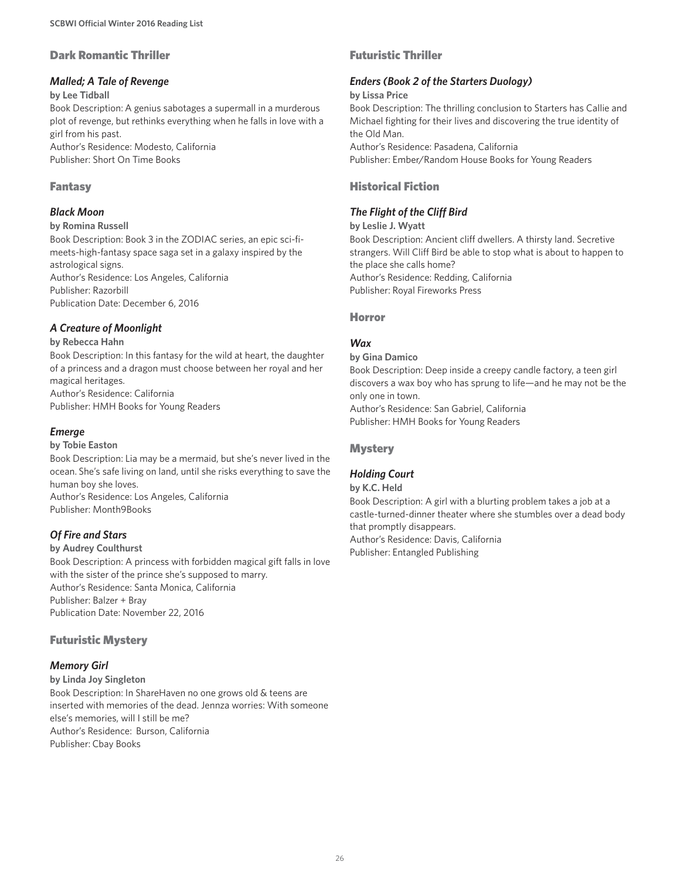## Dark Romantic Thriller

### *Malled; A Tale of Revenge*

**by Lee Tidball**

Book Description: A genius sabotages a supermall in a murderous plot of revenge, but rethinks everything when he falls in love with a girl from his past.
Author's Residence: Modesto, California
Publisher: Short On Time Books

## Fantasy

### *Black Moon*

**by Romina Russell**

Book Description: Book 3 in the ZODIAC series, an epic sci-fi-meets-high-fantasy space saga set in a galaxy inspired by the astrological signs.
Author's Residence: Los Angeles, California
Publisher: Razorbill
Publication Date: December 6, 2016

### *A Creature of Moonlight*

**by Rebecca Hahn**

Book Description: In this fantasy for the wild at heart, the daughter of a princess and a dragon must choose between her royal and her magical heritages.
Author's Residence: California
Publisher: HMH Books for Young Readers

### *Emerge*

**by Tobie Easton**

Book Description: Lia may be a mermaid, but she's never lived in the ocean. She's safe living on land, until she risks everything to save the human boy she loves.
Author's Residence: Los Angeles, California
Publisher: Month9Books

### *Of Fire and Stars*

**by Audrey Coulthurst**

Book Description: A princess with forbidden magical gift falls in love with the sister of the prince she's supposed to marry.
Author's Residence: Santa Monica, California
Publisher: Balzer + Bray
Publication Date: November 22, 2016

## Futuristic Mystery

### *Memory Girl*

**by Linda Joy Singleton**

Book Description: In ShareHaven no one grows old & teens are inserted with memories of the dead. Jennza worries: With someone else's memories, will I still be me?
Author's Residence: Burson, California
Publisher: Cbay Books

## Futuristic Thriller

### *Enders (Book 2 of the Starters Duology)*

**by Lissa Price**

Book Description: The thrilling conclusion to Starters has Callie and Michael fighting for their lives and discovering the true identity of the Old Man.
Author's Residence: Pasadena, California
Publisher: Ember/Random House Books for Young Readers

## Historical Fiction

### *The Flight of the Cliff Bird*

**by Leslie J. Wyatt**

Book Description: Ancient cliff dwellers. A thirsty land. Secretive strangers. Will Cliff Bird be able to stop what is about to happen to the place she calls home?
Author's Residence: Redding, California
Publisher: Royal Fireworks Press

## Horror

### *Wax*

**by Gina Damico**

Book Description: Deep inside a creepy candle factory, a teen girl discovers a wax boy who has sprung to life—and he may not be the only one in town.
Author's Residence: San Gabriel, California
Publisher: HMH Books for Young Readers

## Mystery

### *Holding Court*

**by K.C. Held**

Book Description: A girl with a blurting problem takes a job at a castle-turned-dinner theater where she stumbles over a dead body that promptly disappears.
Author's Residence: Davis, California
Publisher: Entangled Publishing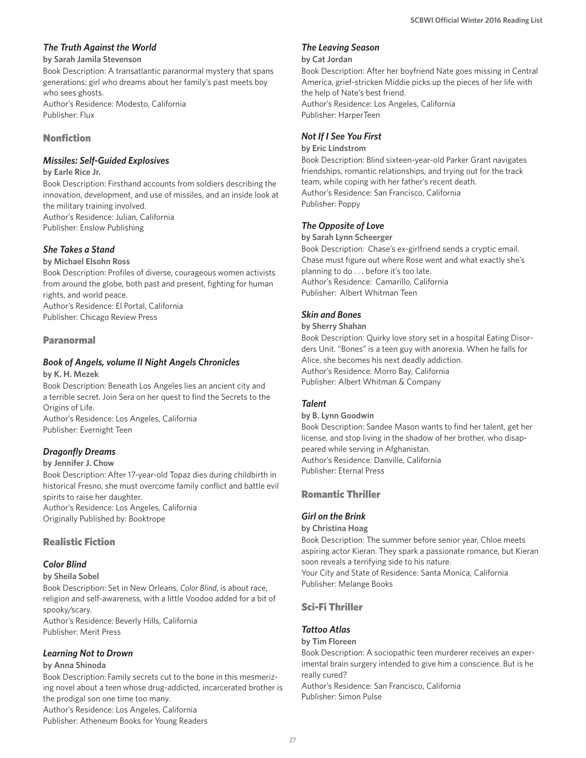### *The Truth Against the World*

**by Sarah Jamila Stevenson**

Book Description: A transatlantic paranormal mystery that spans generations: girl who dreams about her family's past meets boy who sees ghosts.
Author's Residence: Modesto, California
Publisher: Flux

## Nonfiction

### *Missiles: Self-Guided Explosives*

**by Earle Rice Jr.**

Book Description: Firsthand accounts from soldiers describing the innovation, development, and use of missiles, and an inside look at the military training involved.
Author's Residence: Julian, California
Publisher: Enslow Publishing

### *She Takes a Stand*

**by Michael Elsohn Ross**

Book Description: Profiles of diverse, courageous women activists from around the globe, both past and present, fighting for human rights, and world peace.
Author's Residence: El Portal, California
Publisher: Chicago Review Press

## Paranormal

### *Book of Angels, volume II Night Angels Chronicles*

**by K. H. Mezek**

Book Description: Beneath Los Angeles lies an ancient city and a terrible secret. Join Sera on her quest to find the Secrets to the Origins of Life.
Author's Residence: Los Angeles, California
Publisher: Evernight Teen

### *Dragonfly Dreams*

**by Jennifer J. Chow**

Book Description: After 17-year-old Topaz dies during childbirth in historical Fresno, she must overcome family conflict and battle evil spirits to raise her daughter.
Author's Residence: Los Angeles, California
Originally Published by: Booktrope

## Realistic Fiction

### *Color Blind*

**by Sheila Sobel**

Book Description: Set in New Orleans, *Color Blind*, is about race, religion and self-awareness, with a little Voodoo added for a bit of spooky/scary.
Author's Residence: Beverly Hills, California
Publisher: Merit Press

### *Learning Not to Drown*

**by Anna Shinoda**

Book Description: Family secrets cut to the bone in this mesmerizing novel about a teen whose drug-addicted, incarcerated brother is the prodigal son one time too many.
Author's Residence: Los Angeles, California
Publisher: Atheneum Books for Young Readers

### *The Leaving Season*

**by Cat Jordan**

Book Description: After her boyfriend Nate goes missing in Central America, grief-stricken Middie picks up the pieces of her life with the help of Nate's best friend.
Author's Residence: Los Angeles, California
Publisher: HarperTeen

### *Not If I See You First*

**by Eric Lindstrom**

Book Description: Blind sixteen-year-old Parker Grant navigates friendships, romantic relationships, and trying out for the track team, while coping with her father's recent death.
Author's Residence: San Francisco, California
Publisher: Poppy

### *The Opposite of Love*

**by Sarah Lynn Scheerger**

Book Description: Chase's ex-girlfriend sends a cryptic email. Chase must figure out where Rose went and what exactly she's planning to do . . . before it's too late.
Author's Residence: Camarillo, California
Publisher: Albert Whitman Teen

### *Skin and Bones*

**by Sherry Shahan**

Book Description: Quirky love story set in a hospital Eating Disorders Unit. "Bones" is a teen guy with anorexia. When he falls for Alice, she becomes his next deadly addiction.
Author's Residence: Morro Bay, California
Publisher: Albert Whitman & Company

### *Talent*

**by B. Lynn Goodwin**

Book Description: Sandee Mason wants to find her talent, get her license, and stop living in the shadow of her brother, who disappeared while serving in Afghanistan.
Author's Residence: Danville, California
Publisher: Eternal Press

## Romantic Thriller

### *Girl on the Brink*

**by Christina Hoag**

Book Description: The summer before senior year, Chloe meets aspiring actor Kieran. They spark a passionate romance, but Kieran soon reveals a terrifying side to his nature.
Your City and State of Residence: Santa Monica, California
Publisher: Melange Books

## Sci-Fi Thriller

### *Tattoo Atlas*

**by Tim Floreen**

Book Description: A sociopathic teen murderer receives an experimental brain surgery intended to give him a conscience. But is he really cured?
Author's Residence: San Francisco, California
Publisher: Simon Pulse